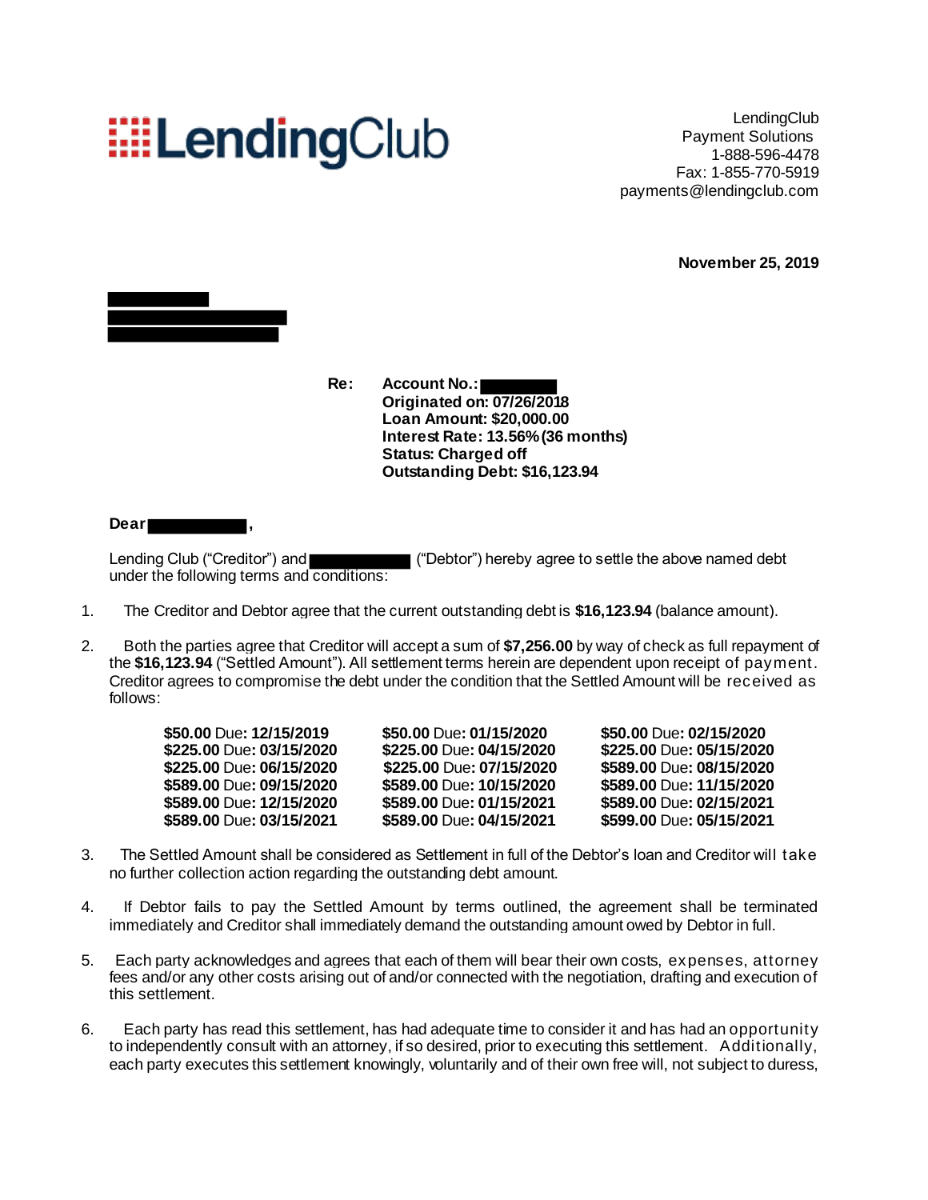LendingClub

LendingClub
Payment Solutions
1-888-596-4478
Fax: 1-855-770-5919
payments@lendingclub.com

**November 25, 2019**

**Re: Account No.:**
**Originated on: 07/26/2018**
**Loan Amount: $20,000.00**
**Interest Rate: 13.56% (36 months)**
**Status: Charged off**
**Outstanding Debt: $16,123.94**

**Dear ,**

Lending Club ("Creditor") and ("Debtor") hereby agree to settle the above named debt under the following terms and conditions:

1. The Creditor and Debtor agree that the current outstanding debt is **$16,123.94** (balance amount).

2. Both the parties agree that Creditor will accept a sum of **$7,256.00** by way of check as full repayment of the **$16,123.94** ("Settled Amount"). All settlement terms herein are dependent upon receipt of payment. Creditor agrees to compromise the debt under the condition that the Settled Amount will be received as follows:

| | | |
|---|---|---|
| **$50.00** Due: **12/15/2019** | **$50.00** Due: **01/15/2020** | **$50.00** Due: **02/15/2020** |
| **$225.00** Due: **03/15/2020** | **$225.00** Due: **04/15/2020** | **$225.00** Due: **05/15/2020** |
| **$225.00** Due: **06/15/2020** | **$225.00** Due: **07/15/2020** | **$589.00** Due: **08/15/2020** |
| **$589.00** Due: **09/15/2020** | **$589.00** Due: **10/15/2020** | **$589.00** Due: **11/15/2020** |
| **$589.00** Due: **12/15/2020** | **$589.00** Due: **01/15/2021** | **$589.00** Due: **02/15/2021** |
| **$589.00** Due: **03/15/2021** | **$589.00** Due: **04/15/2021** | **$599.00** Due: **05/15/2021** |

3. The Settled Amount shall be considered as Settlement in full of the Debtor's loan and Creditor will take no further collection action regarding the outstanding debt amount.

4. If Debtor fails to pay the Settled Amount by terms outlined, the agreement shall be terminated immediately and Creditor shall immediately demand the outstanding amount owed by Debtor in full.

5. Each party acknowledges and agrees that each of them will bear their own costs, expenses, attorney fees and/or any other costs arising out of and/or connected with the negotiation, drafting and execution of this settlement.

6. Each party has read this settlement, has had adequate time to consider it and has had an opportunity to independently consult with an attorney, if so desired, prior to executing this settlement. Additionally, each party executes this settlement knowingly, voluntarily and of their own free will, not subject to duress,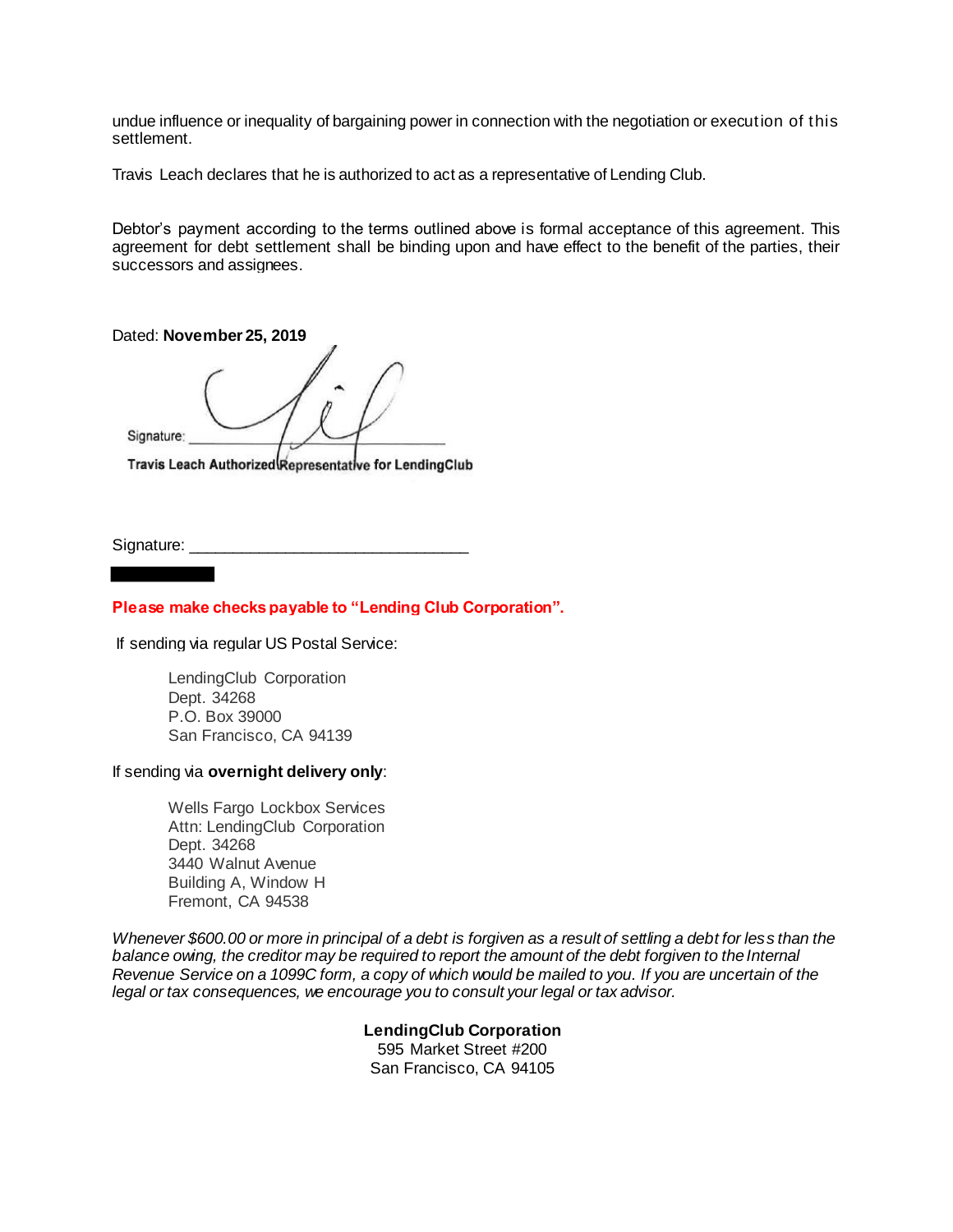undue influence or inequality of bargaining power in connection with the negotiation or execution of this settlement.

Travis Leach declares that he is authorized to act as a representative of Lending Club.

Debtor's payment according to the terms outlined above is formal acceptance of this agreement. This agreement for debt settlement shall be binding upon and have effect to the benefit of the parties, their successors and assignees.

Dated: **November 25, 2019**

Signature: ______________________________

**Travis Leach Authorized Representative for LendingClub**

Signature: ______________________________

**Please make checks payable to "Lending Club Corporation".**

If sending via regular US Postal Service:

LendingClub Corporation
Dept. 34268
P.O. Box 39000
San Francisco, CA 94139

If sending via **overnight delivery only**:

Wells Fargo Lockbox Services
Attn: LendingClub Corporation
Dept. 34268
3440 Walnut Avenue
Building A, Window H
Fremont, CA 94538

*Whenever $600.00 or more in principal of a debt is forgiven as a result of settling a debt for less than the balance owing, the creditor may be required to report the amount of the debt forgiven to the Internal Revenue Service on a 1099C form, a copy of which would be mailed to you. If you are uncertain of the legal or tax consequences, we encourage you to consult your legal or tax advisor.*

**LendingClub Corporation**
595 Market Street #200
San Francisco, CA 94105